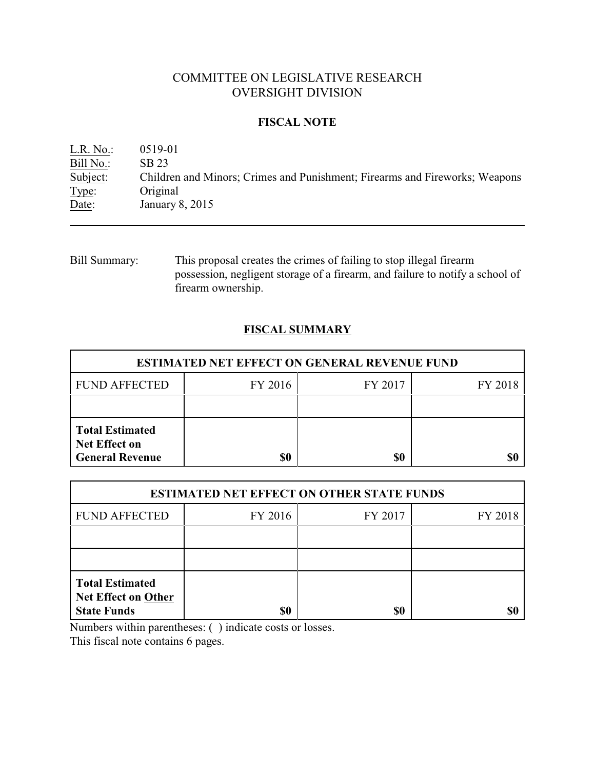# COMMITTEE ON LEGISLATIVE RESEARCH
## OVERSIGHT DIVISION

### FISCAL NOTE

L.R. No.: 0519-01
Bill No.: SB 23
Subject: Children and Minors; Crimes and Punishment; Firearms and Fireworks; Weapons
Type: Original
Date: January 8, 2015

---

Bill Summary: This proposal creates the crimes of failing to stop illegal firearm possession, negligent storage of a firearm, and failure to notify a school of firearm ownership.

### FISCAL SUMMARY

| ESTIMATED NET EFFECT ON GENERAL REVENUE FUND | | | |
|---|---|---|---|
| FUND AFFECTED | FY 2016 | FY 2017 | FY 2018 |
| | | | |
| **Total Estimated Net Effect on General Revenue** | **$0** | **$0** | **$0** |

| ESTIMATED NET EFFECT ON OTHER STATE FUNDS | | | |
|---|---|---|---|
| FUND AFFECTED | FY 2016 | FY 2017 | FY 2018 |
| | | | |
| | | | |
| **Total Estimated Net Effect on Other State Funds** | **$0** | **$0** | **$0** |

Numbers within parentheses: ( ) indicate costs or losses.
This fiscal note contains 6 pages.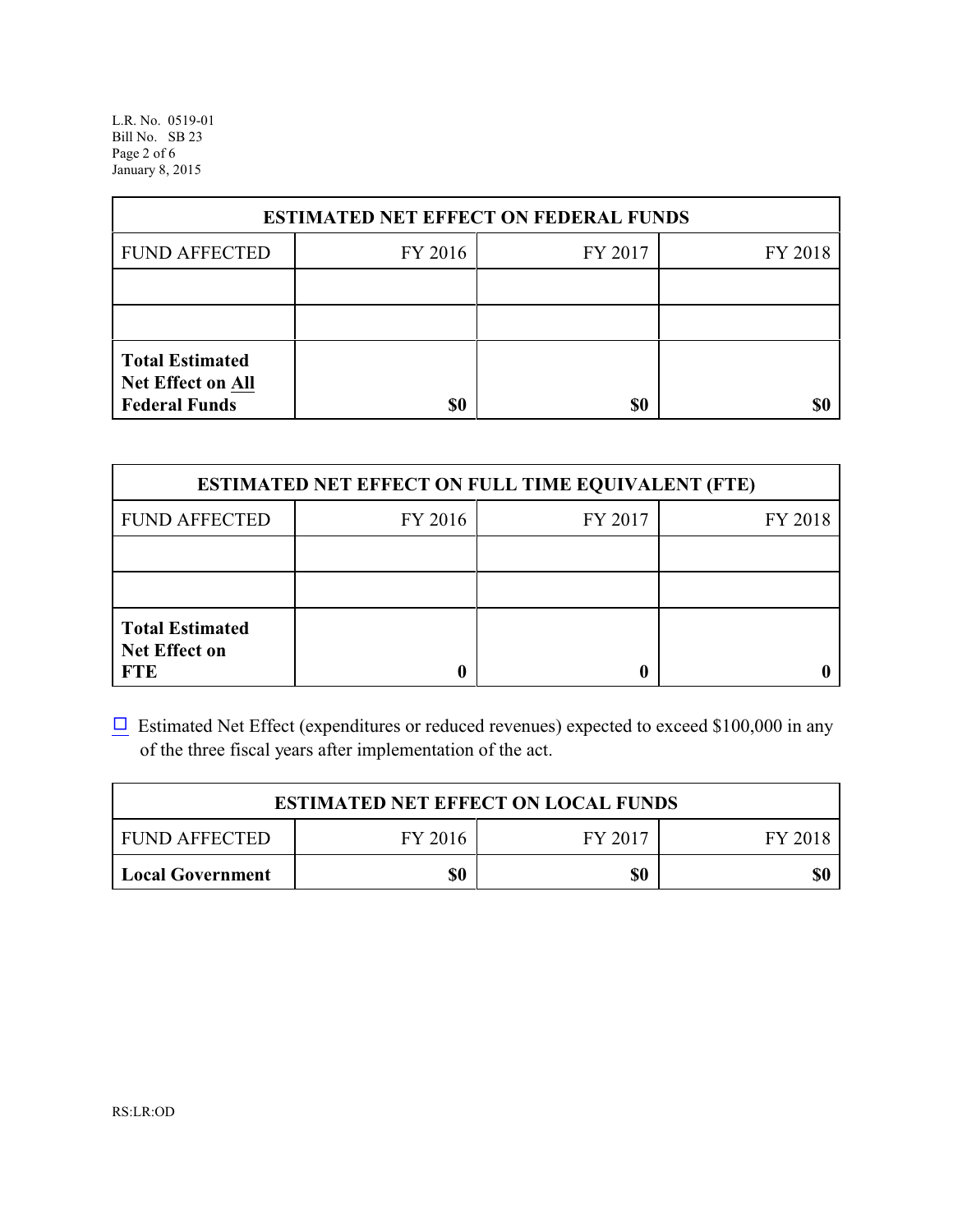| ESTIMATED NET EFFECT ON FEDERAL FUNDS | | | |
|---|---|---|---|
| FUND AFFECTED | FY 2016 | FY 2017 | FY 2018 |
| | | | |
| | | | |
| **Total Estimated Net Effect on All Federal Funds** | **$0** | **$0** | **$0** |

| ESTIMATED NET EFFECT ON FULL TIME EQUIVALENT (FTE) | | | |
|---|---|---|---|
| FUND AFFECTED | FY 2016 | FY 2017 | FY 2018 |
| | | | |
| | | | |
| **Total Estimated Net Effect on FTE** | **0** | **0** | **0** |

☐ Estimated Net Effect (expenditures or reduced revenues) expected to exceed $100,000 in any of the three fiscal years after implementation of the act.

| ESTIMATED NET EFFECT ON LOCAL FUNDS | | | |
|---|---|---|---|
| FUND AFFECTED | FY 2016 | FY 2017 | FY 2018 |
| **Local Government** | **$0** | **$0** | **$0** |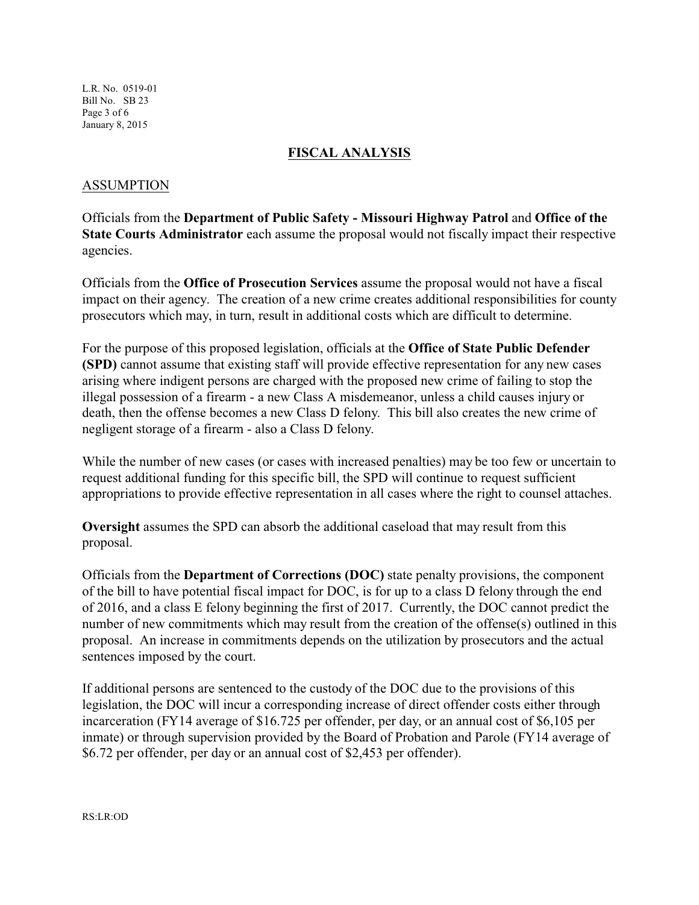## FISCAL ANALYSIS

### ASSUMPTION

Officials from the **Department of Public Safety - Missouri Highway Patrol** and **Office of the State Courts Administrator** each assume the proposal would not fiscally impact their respective agencies.

Officials from the **Office of Prosecution Services** assume the proposal would not have a fiscal impact on their agency. The creation of a new crime creates additional responsibilities for county prosecutors which may, in turn, result in additional costs which are difficult to determine.

For the purpose of this proposed legislation, officials at the **Office of State Public Defender (SPD)** cannot assume that existing staff will provide effective representation for any new cases arising where indigent persons are charged with the proposed new crime of failing to stop the illegal possession of a firearm - a new Class A misdemeanor, unless a child causes injury or death, then the offense becomes a new Class D felony. This bill also creates the new crime of negligent storage of a firearm - also a Class D felony.

While the number of new cases (or cases with increased penalties) may be too few or uncertain to request additional funding for this specific bill, the SPD will continue to request sufficient appropriations to provide effective representation in all cases where the right to counsel attaches.

**Oversight** assumes the SPD can absorb the additional caseload that may result from this proposal.

Officials from the **Department of Corrections (DOC)** state penalty provisions, the component of the bill to have potential fiscal impact for DOC, is for up to a class D felony through the end of 2016, and a class E felony beginning the first of 2017. Currently, the DOC cannot predict the number of new commitments which may result from the creation of the offense(s) outlined in this proposal. An increase in commitments depends on the utilization by prosecutors and the actual sentences imposed by the court.

If additional persons are sentenced to the custody of the DOC due to the provisions of this legislation, the DOC will incur a corresponding increase of direct offender costs either through incarceration (FY14 average of $16.725 per offender, per day, or an annual cost of $6,105 per inmate) or through supervision provided by the Board of Probation and Parole (FY14 average of $6.72 per offender, per day or an annual cost of $2,453 per offender).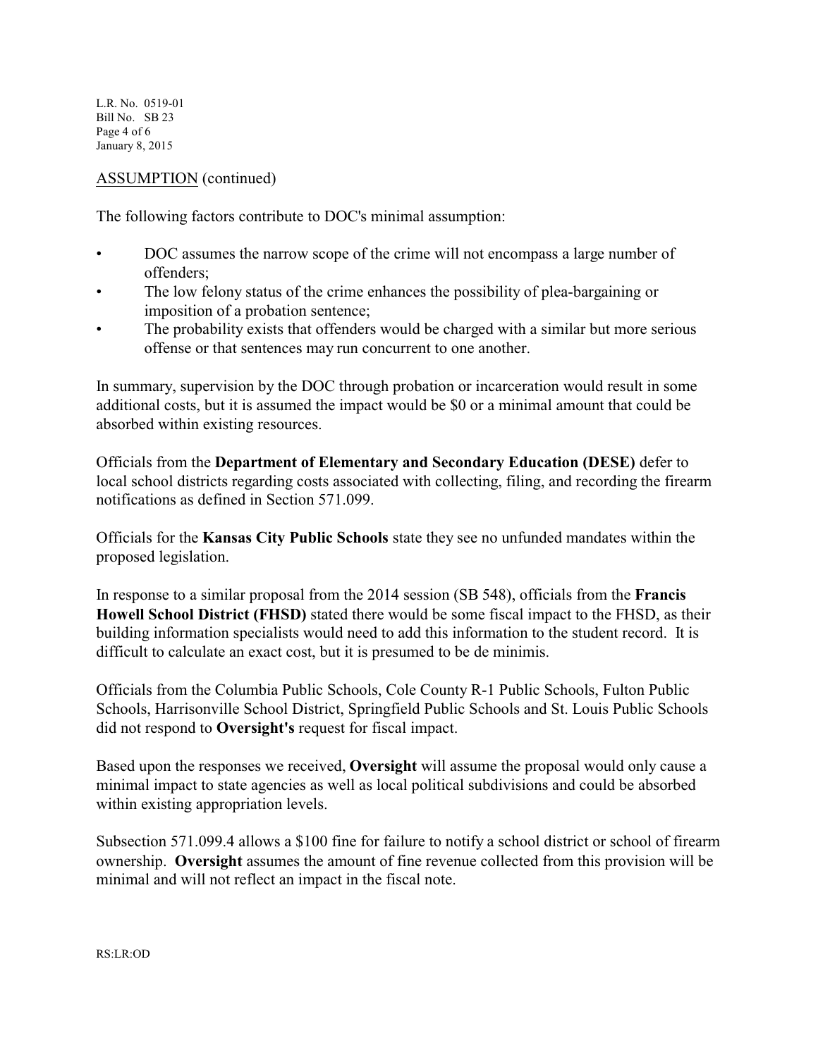ASSUMPTION (continued)

The following factors contribute to DOC's minimal assumption:

- DOC assumes the narrow scope of the crime will not encompass a large number of offenders;
- The low felony status of the crime enhances the possibility of plea-bargaining or imposition of a probation sentence;
- The probability exists that offenders would be charged with a similar but more serious offense or that sentences may run concurrent to one another.

In summary, supervision by the DOC through probation or incarceration would result in some additional costs, but it is assumed the impact would be $0 or a minimal amount that could be absorbed within existing resources.

Officials from the **Department of Elementary and Secondary Education (DESE)** defer to local school districts regarding costs associated with collecting, filing, and recording the firearm notifications as defined in Section 571.099.

Officials for the **Kansas City Public Schools** state they see no unfunded mandates within the proposed legislation.

In response to a similar proposal from the 2014 session (SB 548), officials from the **Francis Howell School District (FHSD)** stated there would be some fiscal impact to the FHSD, as their building information specialists would need to add this information to the student record. It is difficult to calculate an exact cost, but it is presumed to be de minimis.

Officials from the Columbia Public Schools, Cole County R-1 Public Schools, Fulton Public Schools, Harrisonville School District, Springfield Public Schools and St. Louis Public Schools did not respond to **Oversight's** request for fiscal impact.

Based upon the responses we received, **Oversight** will assume the proposal would only cause a minimal impact to state agencies as well as local political subdivisions and could be absorbed within existing appropriation levels.

Subsection 571.099.4 allows a $100 fine for failure to notify a school district or school of firearm ownership. **Oversight** assumes the amount of fine revenue collected from this provision will be minimal and will not reflect an impact in the fiscal note.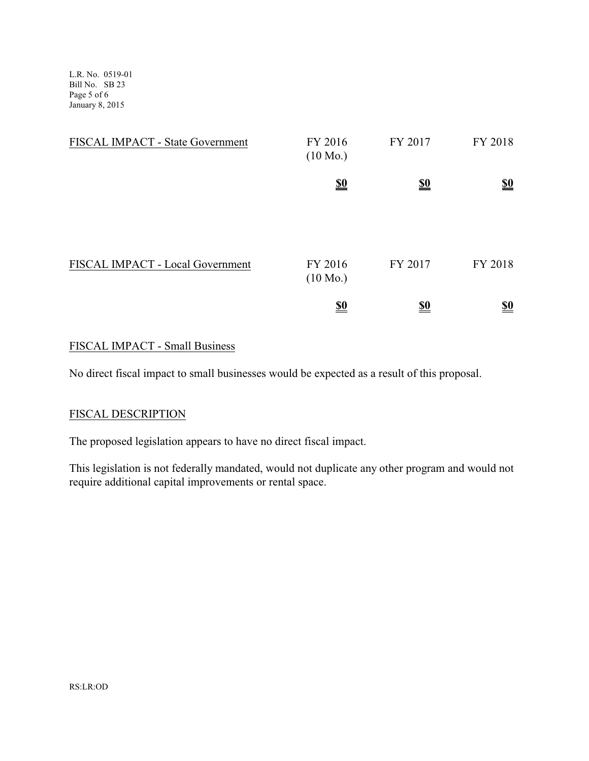| FISCAL IMPACT - State Government | FY 2016 (10 Mo.) | FY 2017 | FY 2018 |
|---|---|---|---|
| | **$0** | **$0** | **$0** |

| FISCAL IMPACT - Local Government | FY 2016 (10 Mo.) | FY 2017 | FY 2018 |
|---|---|---|---|
| | **$0** | **$0** | **$0** |

FISCAL IMPACT - Small Business

No direct fiscal impact to small businesses would be expected as a result of this proposal.

FISCAL DESCRIPTION

The proposed legislation appears to have no direct fiscal impact.

This legislation is not federally mandated, would not duplicate any other program and would not require additional capital improvements or rental space.

RS:LR:OD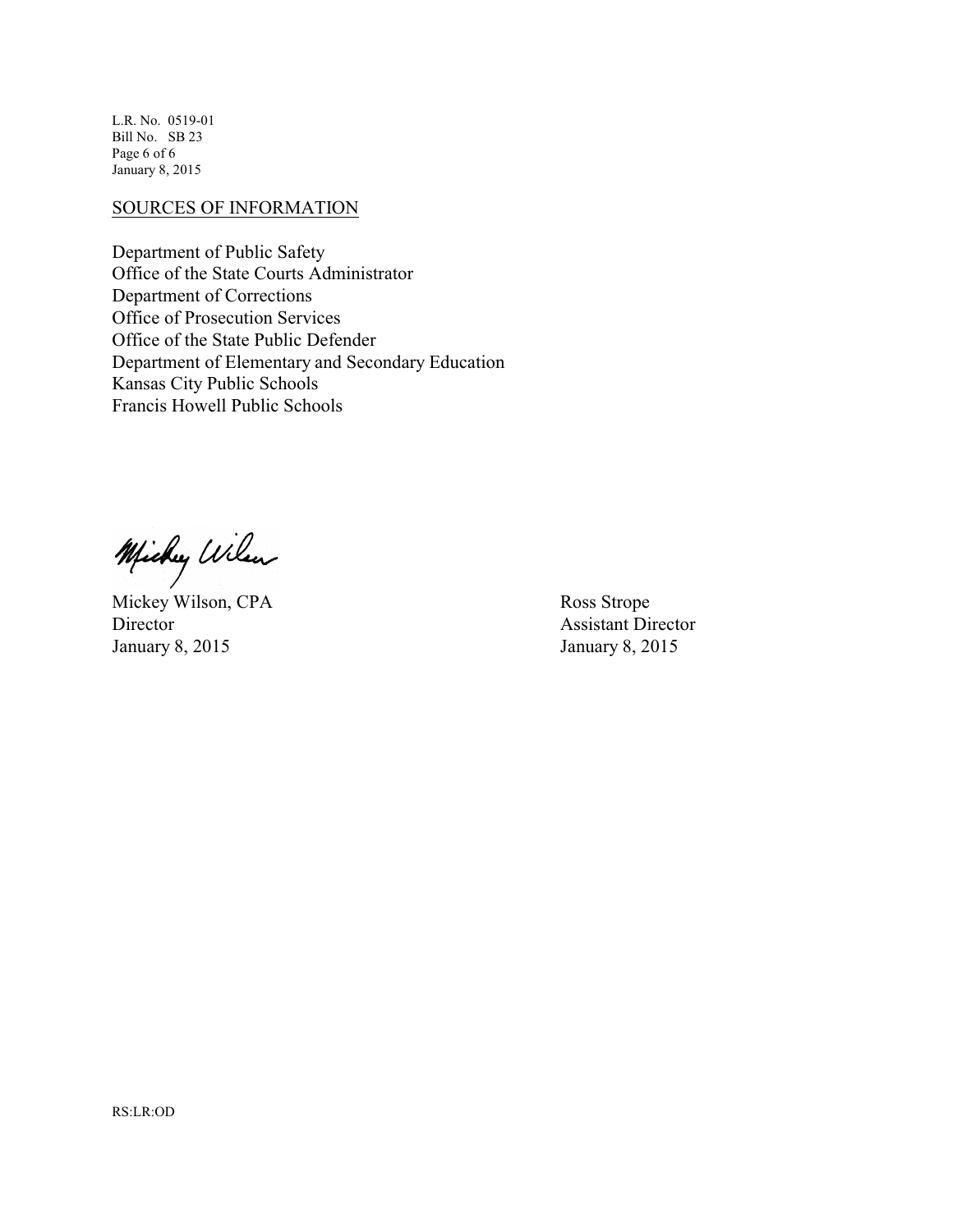## SOURCES OF INFORMATION

Department of Public Safety
Office of the State Courts Administrator
Department of Corrections
Office of Prosecution Services
Office of the State Public Defender
Department of Elementary and Secondary Education
Kansas City Public Schools
Francis Howell Public Schools

| | |
|---|---|
| Mickey Wilson, CPA | Ross Strope |
| Director | Assistant Director |
| January 8, 2015 | January 8, 2015 |

RS:LR:OD